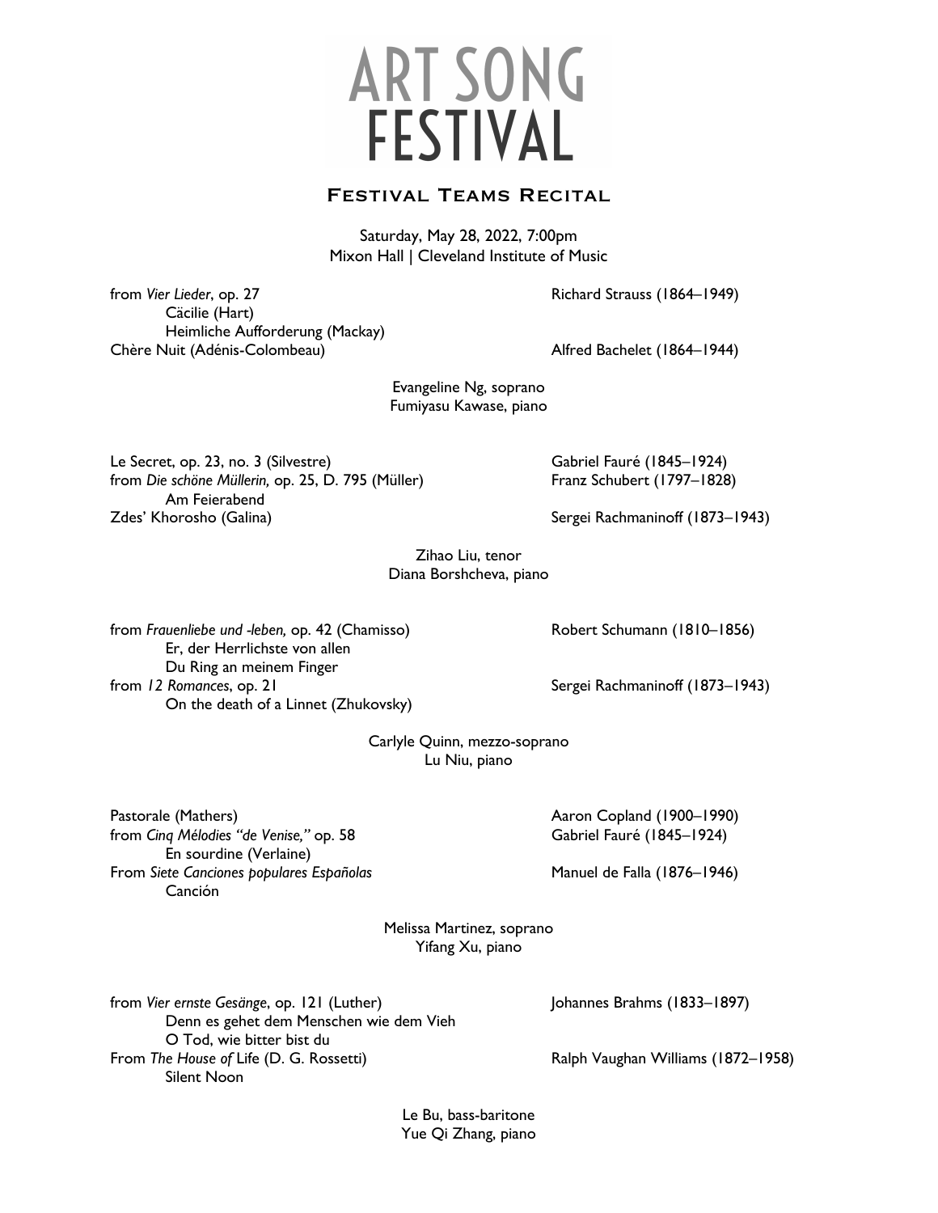# ART SONG FESTIVAL

## Festival Teams Recital

Saturday, May 28, 2022, 7:00pm
Mixon Hall | Cleveland Institute of Music

from *Vier Lieder*, op. 27 — Richard Strauss (1864–1949)
- Cäcilie (Hart)
- Heimliche Aufforderung (Mackay)

Chère Nuit (Adénis-Colombeau) — Alfred Bachelet (1864–1944)

Evangeline Ng, soprano
Fumiyasu Kawase, piano

Le Secret, op. 23, no. 3 (Silvestre) — Gabriel Fauré (1845–1924)

from *Die schöne Müllerin,* op. 25, D. 795 (Müller) — Franz Schubert (1797–1828)
- Am Feierabend

Zdes' Khorosho (Galina) — Sergei Rachmaninoff (1873–1943)

Zihao Liu, tenor
Diana Borshcheva, piano

from *Frauenliebe und -leben,* op. 42 (Chamisso) — Robert Schumann (1810–1856)
- Er, der Herrlichste von allen
- Du Ring an meinem Finger

from *12 Romances*, op. 21 — Sergei Rachmaninoff (1873–1943)
- On the death of a Linnet (Zhukovsky)

Carlyle Quinn, mezzo-soprano
Lu Niu, piano

Pastorale (Mathers) — Aaron Copland (1900–1990)

from *Cinq Mélodies "de Venise,"* op. 58 — Gabriel Fauré (1845–1924)
- En sourdine (Verlaine)

From *Siete Canciones populares Españolas* — Manuel de Falla (1876–1946)
- Canción

Melissa Martinez, soprano
Yifang Xu, piano

from *Vier ernste Gesänge*, op. 121 (Luther) — Johannes Brahms (1833–1897)
- Denn es gehet dem Menschen wie dem Vieh
- O Tod, wie bitter bist du

From *The House of* Life (D. G. Rossetti) — Ralph Vaughan Williams (1872–1958)
- Silent Noon

Le Bu, bass-baritone
Yue Qi Zhang, piano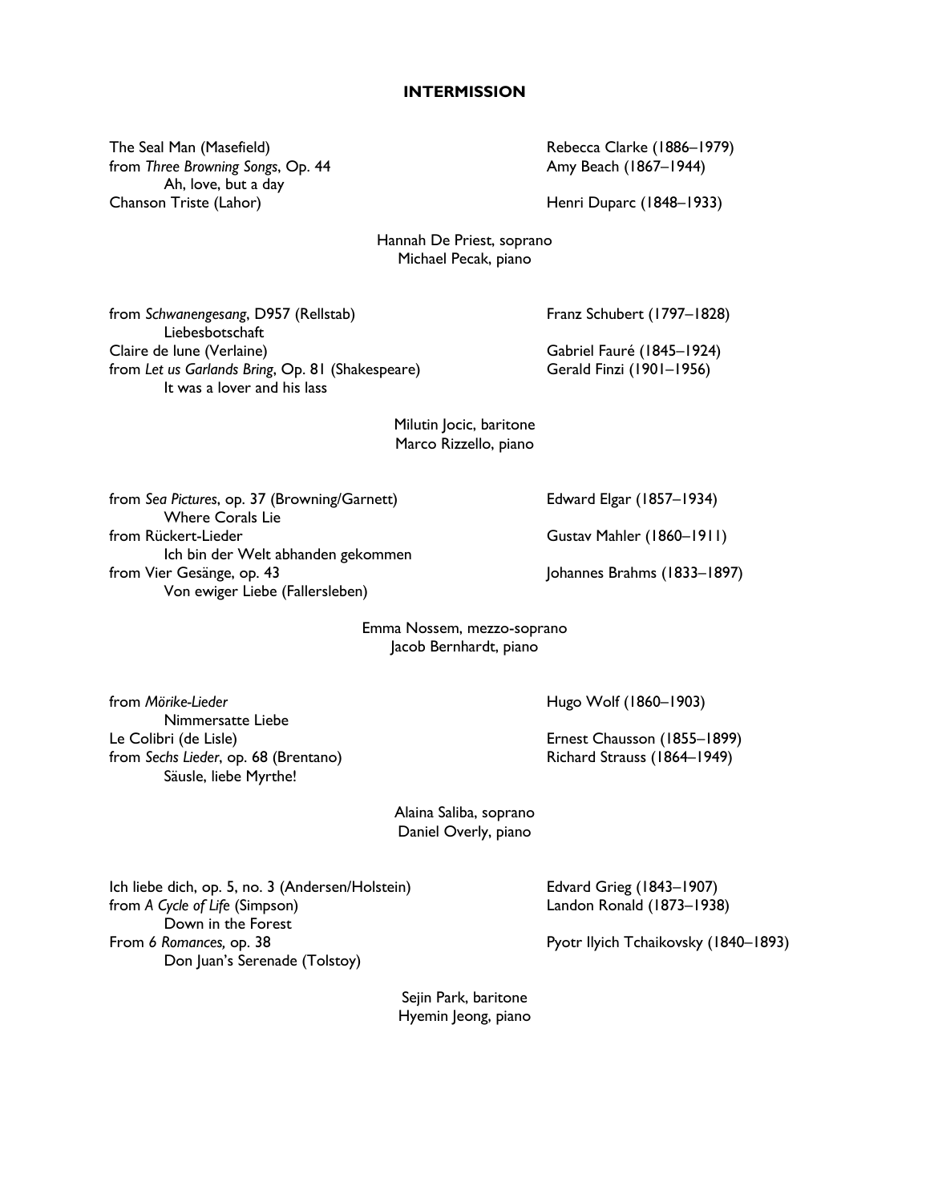**INTERMISSION**

The Seal Man (Masefield) — Rebecca Clarke (1886–1979)
from *Three Browning Songs*, Op. 44 — Amy Beach (1867–1944)
  Ah, love, but a day
Chanson Triste (Lahor) — Henri Duparc (1848–1933)

Hannah De Priest, soprano
Michael Pecak, piano

from *Schwanengesang*, D957 (Rellstab) — Franz Schubert (1797–1828)
  Liebesbotschaft
Claire de lune (Verlaine) — Gabriel Fauré (1845–1924)
from *Let us Garlands Bring*, Op. 81 (Shakespeare) — Gerald Finzi (1901–1956)
  It was a lover and his lass

Milutin Jocic, baritone
Marco Rizzello, piano

from *Sea Pictures*, op. 37 (Browning/Garnett) — Edward Elgar (1857–1934)
  Where Corals Lie
from Rückert-Lieder — Gustav Mahler (1860–1911)
  Ich bin der Welt abhanden gekommen
from Vier Gesänge, op. 43 — Johannes Brahms (1833–1897)
  Von ewiger Liebe (Fallersleben)

Emma Nossem, mezzo-soprano
Jacob Bernhardt, piano

from *Mörike-Lieder* — Hugo Wolf (1860–1903)
  Nimmersatte Liebe
Le Colibri (de Lisle) — Ernest Chausson (1855–1899)
from *Sechs Lieder*, op. 68 (Brentano) — Richard Strauss (1864–1949)
  Säusle, liebe Myrthe!

Alaina Saliba, soprano
Daniel Overly, piano

Ich liebe dich, op. 5, no. 3 (Andersen/Holstein) — Edvard Grieg (1843–1907)
from *A Cycle of Life* (Simpson) — Landon Ronald (1873–1938)
  Down in the Forest
From *6 Romances,* op. 38 — Pyotr Ilyich Tchaikovsky (1840–1893)
  Don Juan's Serenade (Tolstoy)

Sejin Park, baritone
Hyemin Jeong, piano